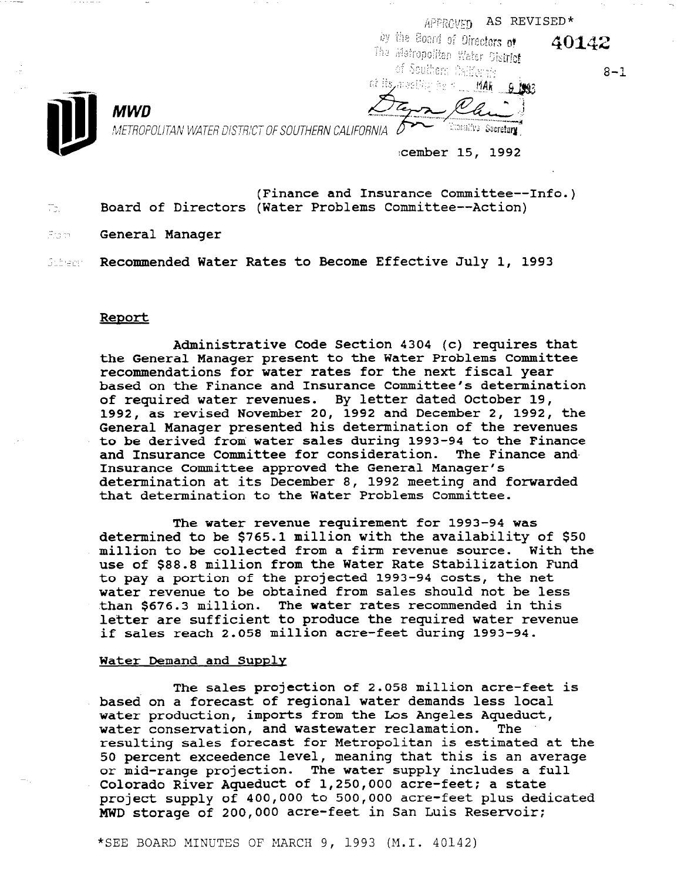APPROVED AS REVISED*
by the Board of Directors of
The Metropolitan Water District
of Southern California
at its meeting held MAR 9 1993

Executive Secretary

40142

8-1

**MWD**
METROPOLITAN WATER DISTRICT OF SOUTHERN CALIFORNIA

December 15, 1992

To: Board of Directors (Finance and Insurance Committee--Info.) (Water Problems Committee--Action)

From: General Manager

Subject: **Recommended Water Rates to Become Effective July 1, 1993**

**Report**

Administrative Code Section 4304 (c) requires that the General Manager present to the Water Problems Committee recommendations for water rates for the next fiscal year based on the Finance and Insurance Committee's determination of required water revenues. By letter dated October 19, 1992, as revised November 20, 1992 and December 2, 1992, the General Manager presented his determination of the revenues to be derived from water sales during 1993-94 to the Finance and Insurance Committee for consideration. The Finance and Insurance Committee approved the General Manager's determination at its December 8, 1992 meeting and forwarded that determination to the Water Problems Committee.

The water revenue requirement for 1993-94 was determined to be $765.1 million with the availability of $50 million to be collected from a firm revenue source. With the use of $88.8 million from the Water Rate Stabilization Fund to pay a portion of the projected 1993-94 costs, the net water revenue to be obtained from sales should not be less than $676.3 million. The water rates recommended in this letter are sufficient to produce the required water revenue if sales reach 2.058 million acre-feet during 1993-94.

**Water Demand and Supply**

The sales projection of 2.058 million acre-feet is based on a forecast of regional water demands less local water production, imports from the Los Angeles Aqueduct, water conservation, and wastewater reclamation. The resulting sales forecast for Metropolitan is estimated at the 50 percent exceedence level, meaning that this is an average or mid-range projection. The water supply includes a full Colorado River Aqueduct of 1,250,000 acre-feet; a state project supply of 400,000 to 500,000 acre-feet plus dedicated MWD storage of 200,000 acre-feet in San Luis Reservoir;

*SEE BOARD MINUTES OF MARCH 9, 1993 (M.I. 40142)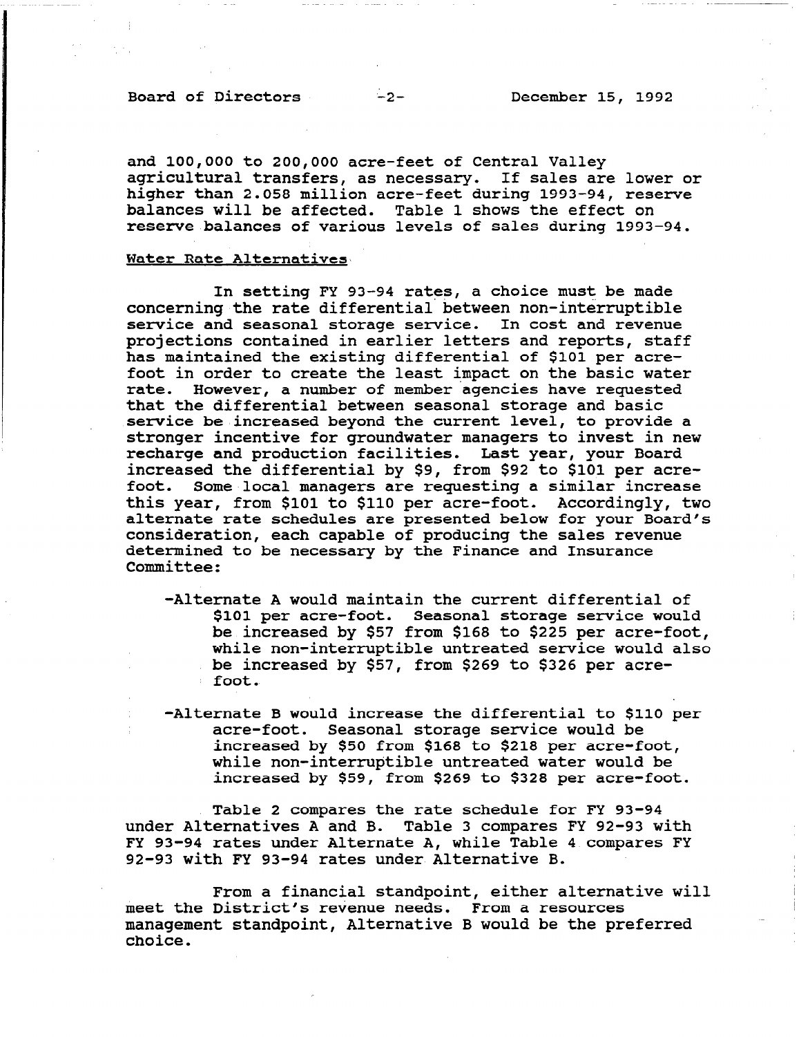and 100,000 to 200,000 acre-feet of Central Valley agricultural transfers, as necessary. If sales are lower or higher than 2.058 million acre-feet during 1993-94, reserve balances will be affected. Table 1 shows the effect on reserve balances of various levels of sales during 1993-94.

## Water Rate Alternatives

In setting FY 93-94 rates, a choice must be made concerning the rate differential between non-interruptible service and seasonal storage service. In cost and revenue projections contained in earlier letters and reports, staff has maintained the existing differential of $101 per acre-foot in order to create the least impact on the basic water rate. However, a number of member agencies have requested that the differential between seasonal storage and basic service be increased beyond the current level, to provide a stronger incentive for groundwater managers to invest in new recharge and production facilities. Last year, your Board increased the differential by $9, from $92 to $101 per acre-foot. Some local managers are requesting a similar increase this year, from $101 to $110 per acre-foot. Accordingly, two alternate rate schedules are presented below for your Board's consideration, each capable of producing the sales revenue determined to be necessary by the Finance and Insurance Committee:

- Alternate A would maintain the current differential of $101 per acre-foot. Seasonal storage service would be increased by $57 from $168 to $225 per acre-foot, while non-interruptible untreated service would also be increased by $57, from $269 to $326 per acre-foot.

- Alternate B would increase the differential to $110 per acre-foot. Seasonal storage service would be increased by $50 from $168 to $218 per acre-foot, while non-interruptible untreated water would be increased by $59, from $269 to $328 per acre-foot.

Table 2 compares the rate schedule for FY 93-94 under Alternatives A and B. Table 3 compares FY 92-93 with FY 93-94 rates under Alternate A, while Table 4 compares FY 92-93 with FY 93-94 rates under Alternative B.

From a financial standpoint, either alternative will meet the District's revenue needs. From a resources management standpoint, Alternative B would be the preferred choice.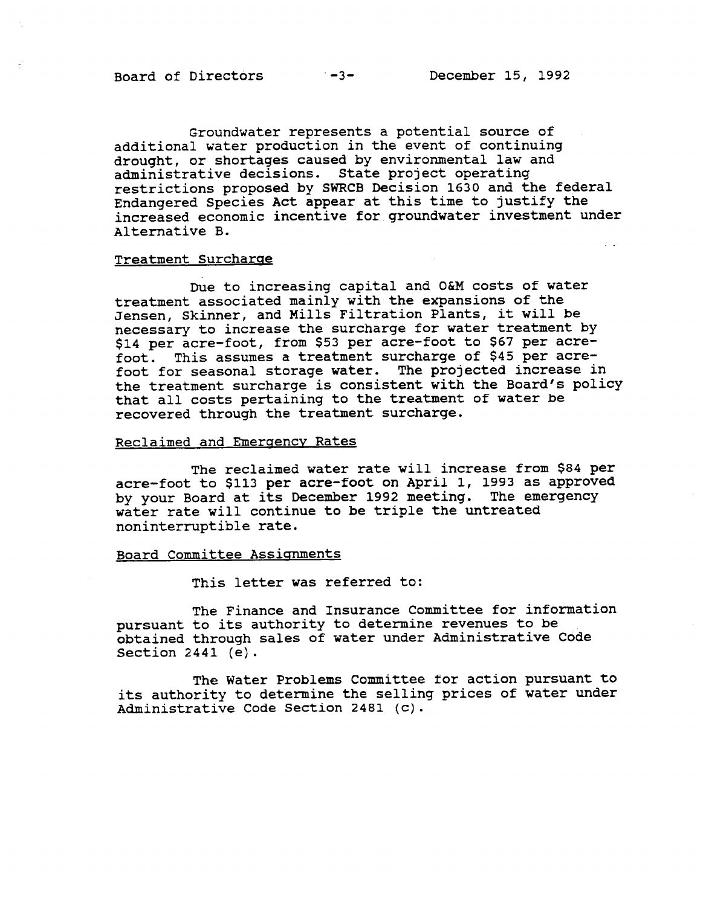Groundwater represents a potential source of additional water production in the event of continuing drought, or shortages caused by environmental law and administrative decisions. State project operating restrictions proposed by SWRCB Decision 1630 and the federal Endangered Species Act appear at this time to justify the increased economic incentive for groundwater investment under Alternative B.

## Treatment Surcharge

Due to increasing capital and O&M costs of water treatment associated mainly with the expansions of the Jensen, Skinner, and Mills Filtration Plants, it will be necessary to increase the surcharge for water treatment by $14 per acre-foot, from $53 per acre-foot to $67 per acre-foot. This assumes a treatment surcharge of $45 per acre-foot for seasonal storage water. The projected increase in the treatment surcharge is consistent with the Board's policy that all costs pertaining to the treatment of water be recovered through the treatment surcharge.

## Reclaimed and Emergency Rates

The reclaimed water rate will increase from $84 per acre-foot to $113 per acre-foot on April 1, 1993 as approved by your Board at its December 1992 meeting. The emergency water rate will continue to be triple the untreated noninterruptible rate.

## Board Committee Assignments

This letter was referred to:

The Finance and Insurance Committee for information pursuant to its authority to determine revenues to be obtained through sales of water under Administrative Code Section 2441 (e).

The Water Problems Committee for action pursuant to its authority to determine the selling prices of water under Administrative Code Section 2481 (c).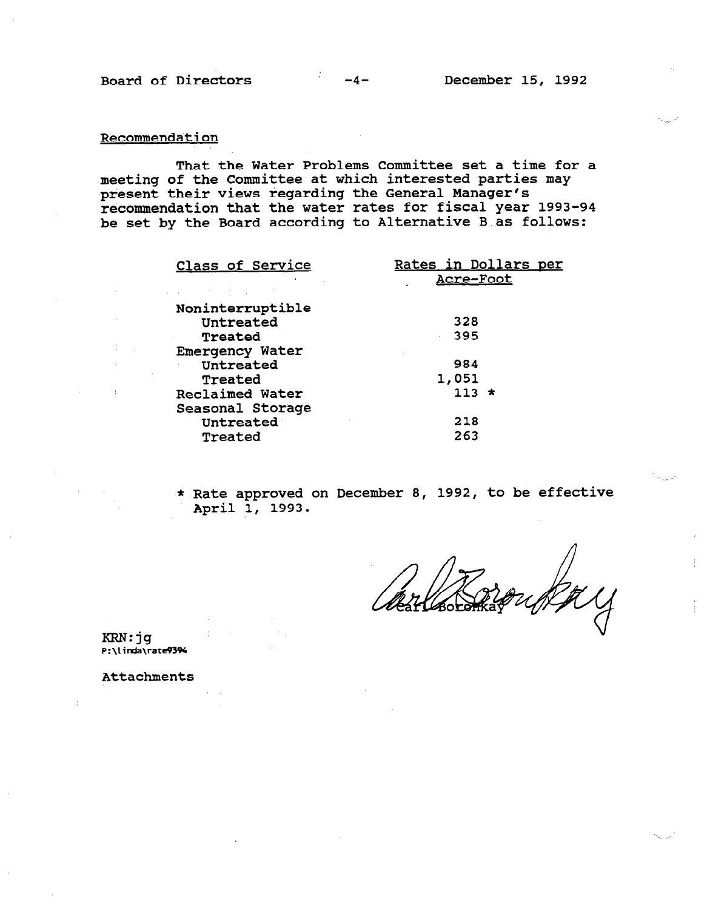Board of Directors -4- December 15, 1992

Recommendation

That the Water Problems Committee set a time for a meeting of the Committee at which interested parties may present their views regarding the General Manager's recommendation that the water rates for fiscal year 1993-94 be set by the Board according to Alternative B as follows:

| Class of Service | Rates in Dollars per Acre-Foot |
|---|---|
| Noninterruptible | |
| Untreated | 328 |
| Treated | 395 |
| Emergency Water | |
| Untreated | 984 |
| Treated | 1,051 |
| Reclaimed Water | 113 * |
| Seasonal Storage | |
| Untreated | 218 |
| Treated | 263 |

* Rate approved on December 8, 1992, to be effective April 1, 1993.

Carl Boronkay

KRN:jg
P:\linda\rate9394

Attachments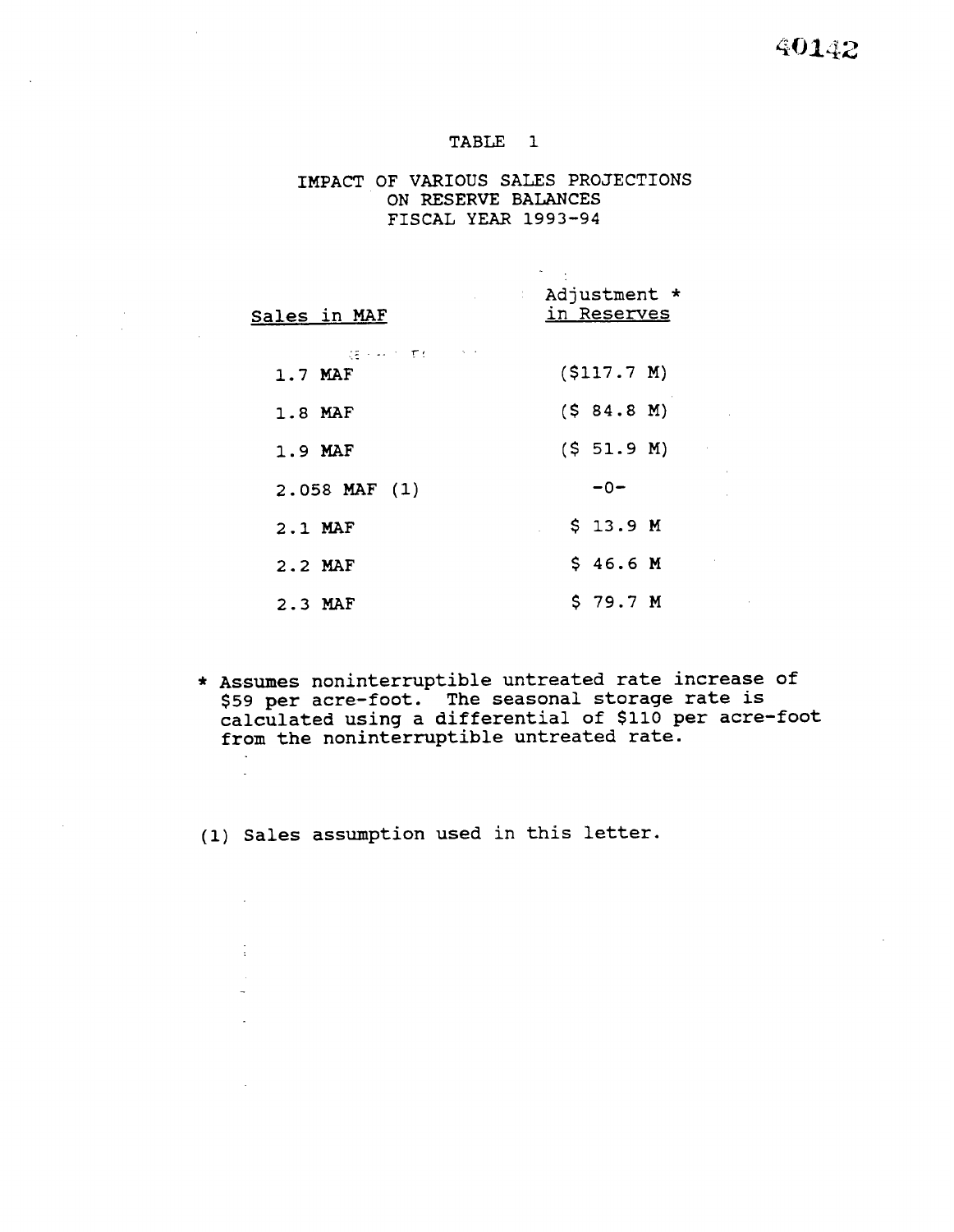TABLE 1

IMPACT OF VARIOUS SALES PROJECTIONS ON RESERVE BALANCES FISCAL YEAR 1993-94

| Sales in MAF | Adjustment * in Reserves |
|---|---|
| 1.7 MAF | ($117.7 M) |
| 1.8 MAF | ($ 84.8 M) |
| 1.9 MAF | ($ 51.9 M) |
| 2.058 MAF (1) | -0- |
| 2.1 MAF | $ 13.9 M |
| 2.2 MAF | $ 46.6 M |
| 2.3 MAF | $ 79.7 M |

* Assumes noninterruptible untreated rate increase of $59 per acre-foot. The seasonal storage rate is calculated using a differential of $110 per acre-foot from the noninterruptible untreated rate.

(1) Sales assumption used in this letter.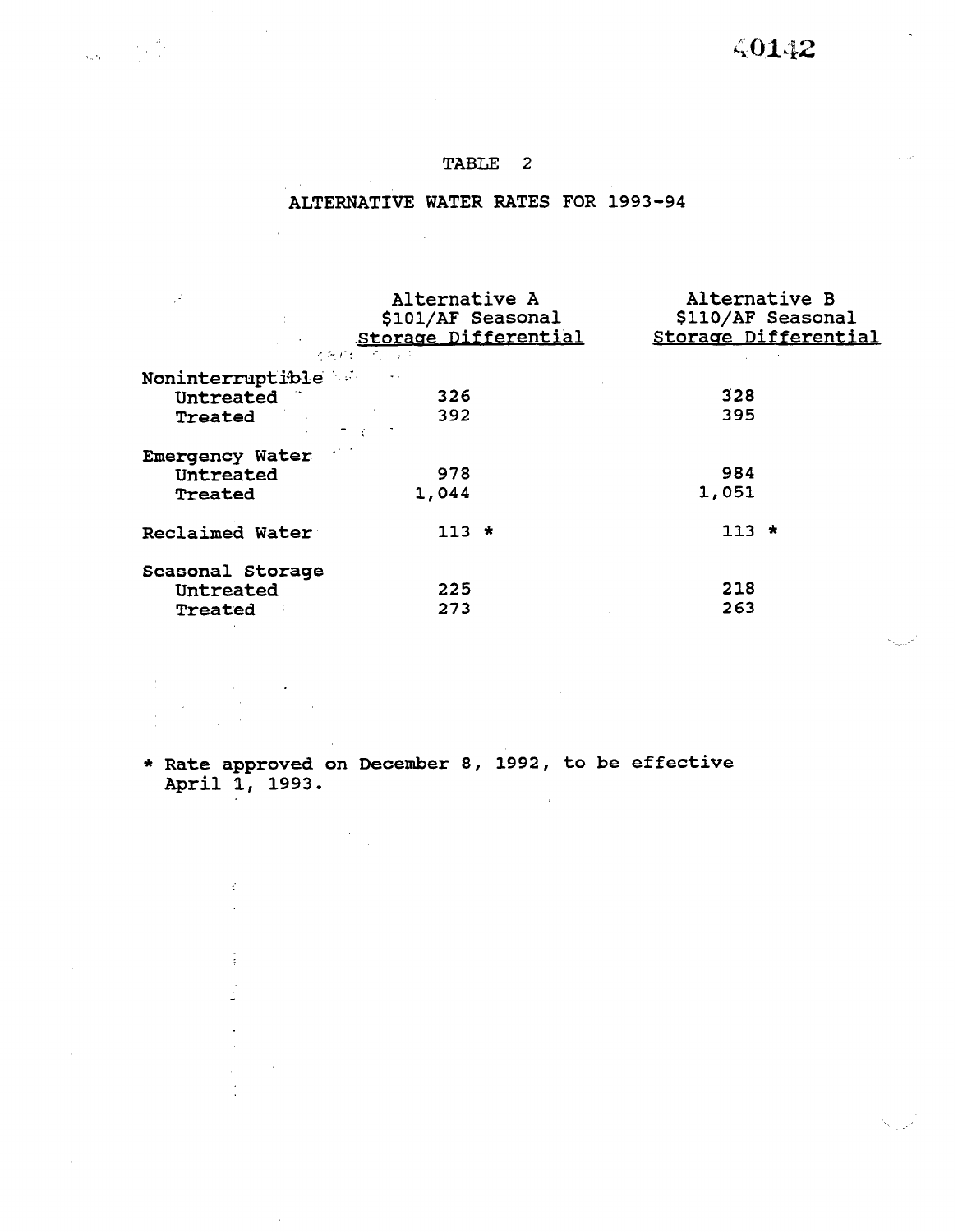# TABLE 2

## ALTERNATIVE WATER RATES FOR 1993-94

| | Alternative A \$101/AF Seasonal Storage Differential | Alternative B \$110/AF Seasonal Storage Differential |
|---|---|---|
| **Noninterruptible** | | |
| **Untreated** | 326 | 328 |
| **Treated** | 392 | 395 |
| **Emergency Water** | | |
| **Untreated** | 978 | 984 |
| **Treated** | 1,044 | 1,051 |
| **Reclaimed Water** | 113 * | 113 * |
| **Seasonal Storage** | | |
| **Untreated** | 225 | 218 |
| **Treated** | 273 | 263 |

**\* Rate approved on December 8, 1992, to be effective April 1, 1993.**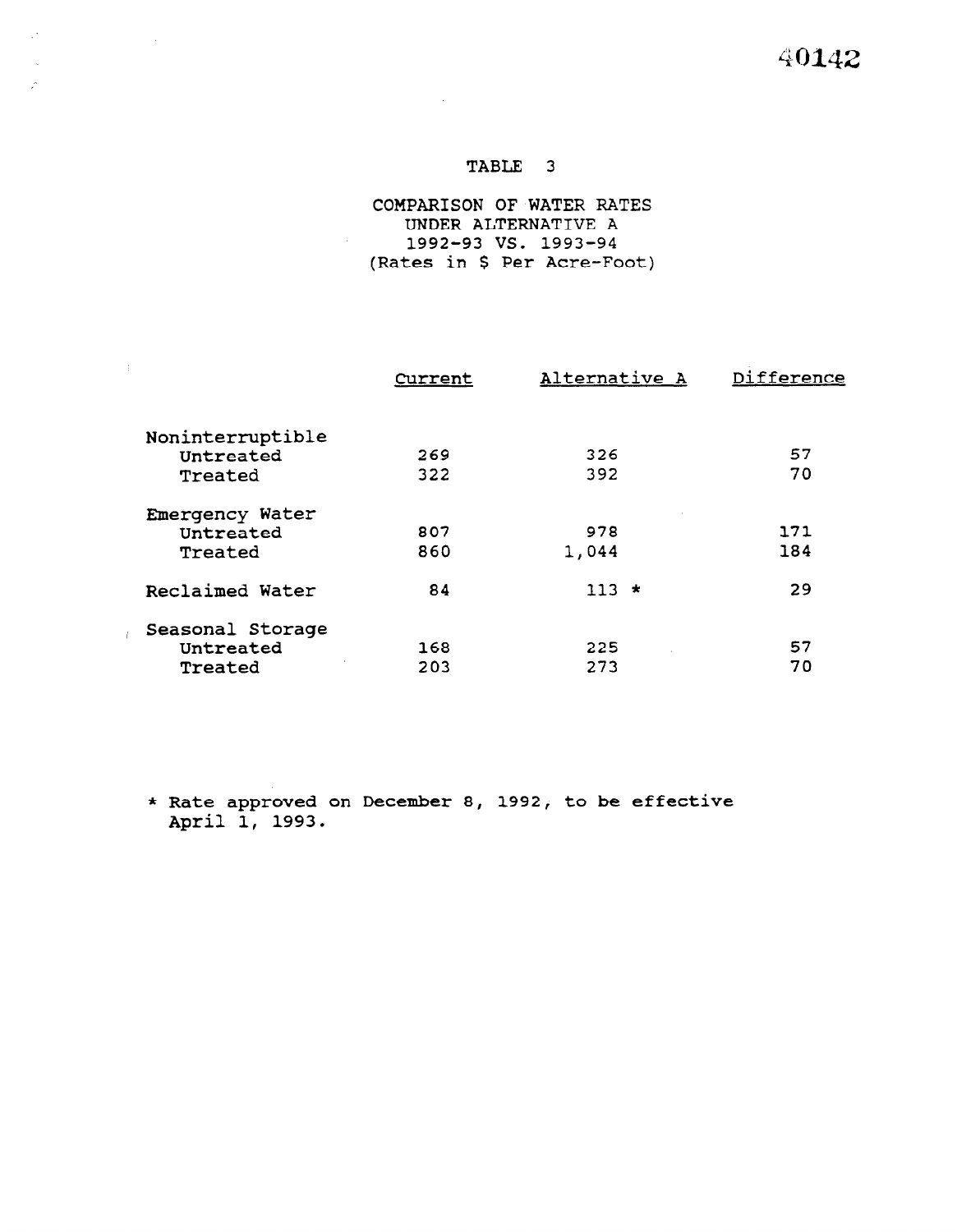# TABLE 3

## COMPARISON OF WATER RATES UNDER ALTERNATIVE A 1992-93 VS. 1993-94 (Rates in $ Per Acre-Foot)

| | Current | Alternative A | Difference |
|---|---|---|---|
| Noninterruptible | | | |
| Untreated | 269 | 326 | 57 |
| Treated | 322 | 392 | 70 |
| Emergency Water | | | |
| Untreated | 807 | 978 | 171 |
| Treated | 860 | 1,044 | 184 |
| Reclaimed Water | 84 | 113 * | 29 |
| Seasonal Storage | | | |
| Untreated | 168 | 225 | 57 |
| Treated | 203 | 273 | 70 |

* Rate approved on December 8, 1992, to be effective April 1, 1993.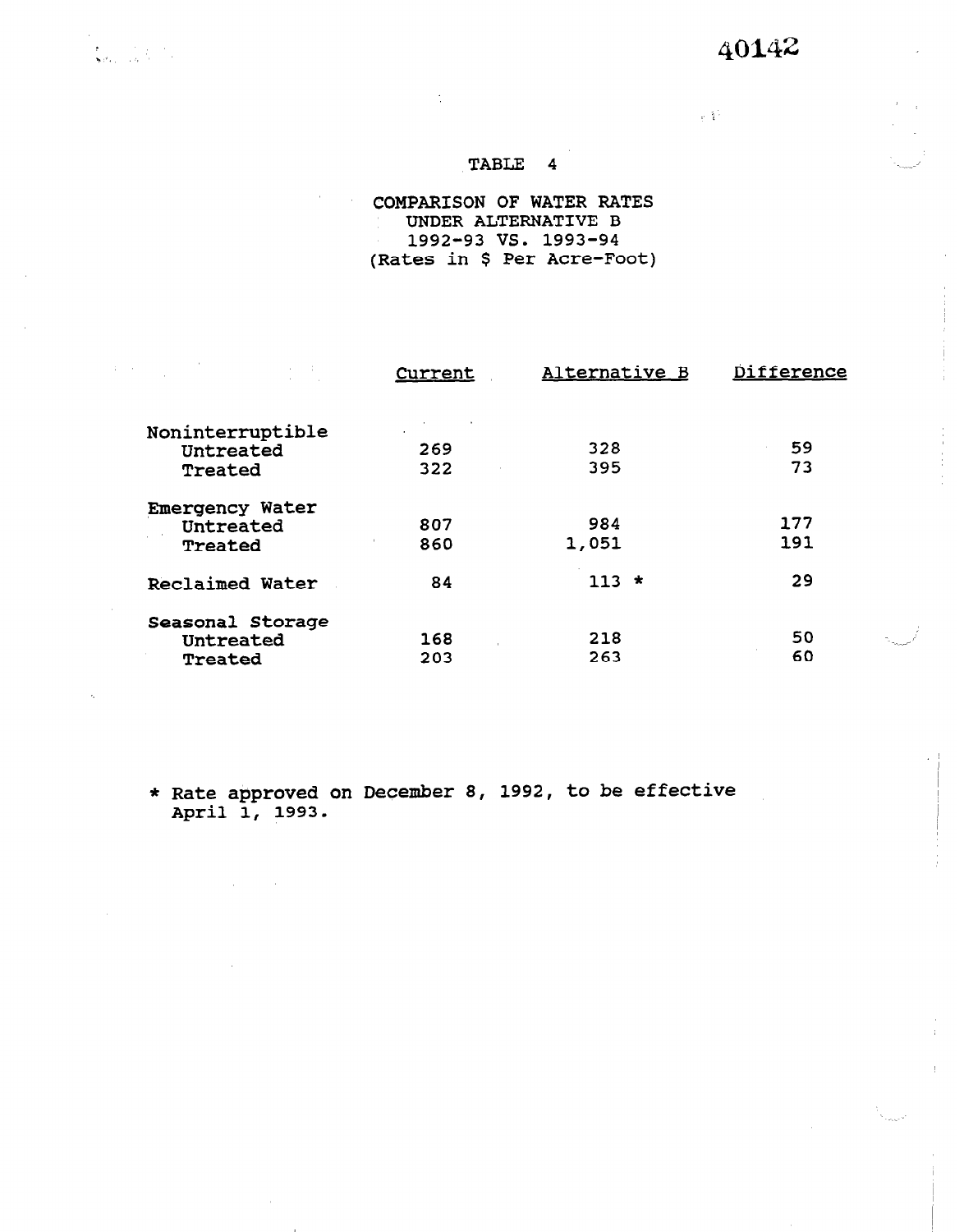# TABLE 4

## COMPARISON OF WATER RATES UNDER ALTERNATIVE B 1992-93 VS. 1993-94 (Rates in $ Per Acre-Foot)

| | Current | Alternative B | Difference |
|---|---|---|---|
| Noninterruptible | | | |
| Untreated | 269 | 328 | 59 |
| Treated | 322 | 395 | 73 |
| Emergency Water | | | |
| Untreated | 807 | 984 | 177 |
| Treated | 860 | 1,051 | 191 |
| Reclaimed Water | 84 | 113 * | 29 |
| Seasonal Storage | | | |
| Untreated | 168 | 218 | 50 |
| Treated | 203 | 263 | 60 |

* Rate approved on December 8, 1992, to be effective April 1, 1993.